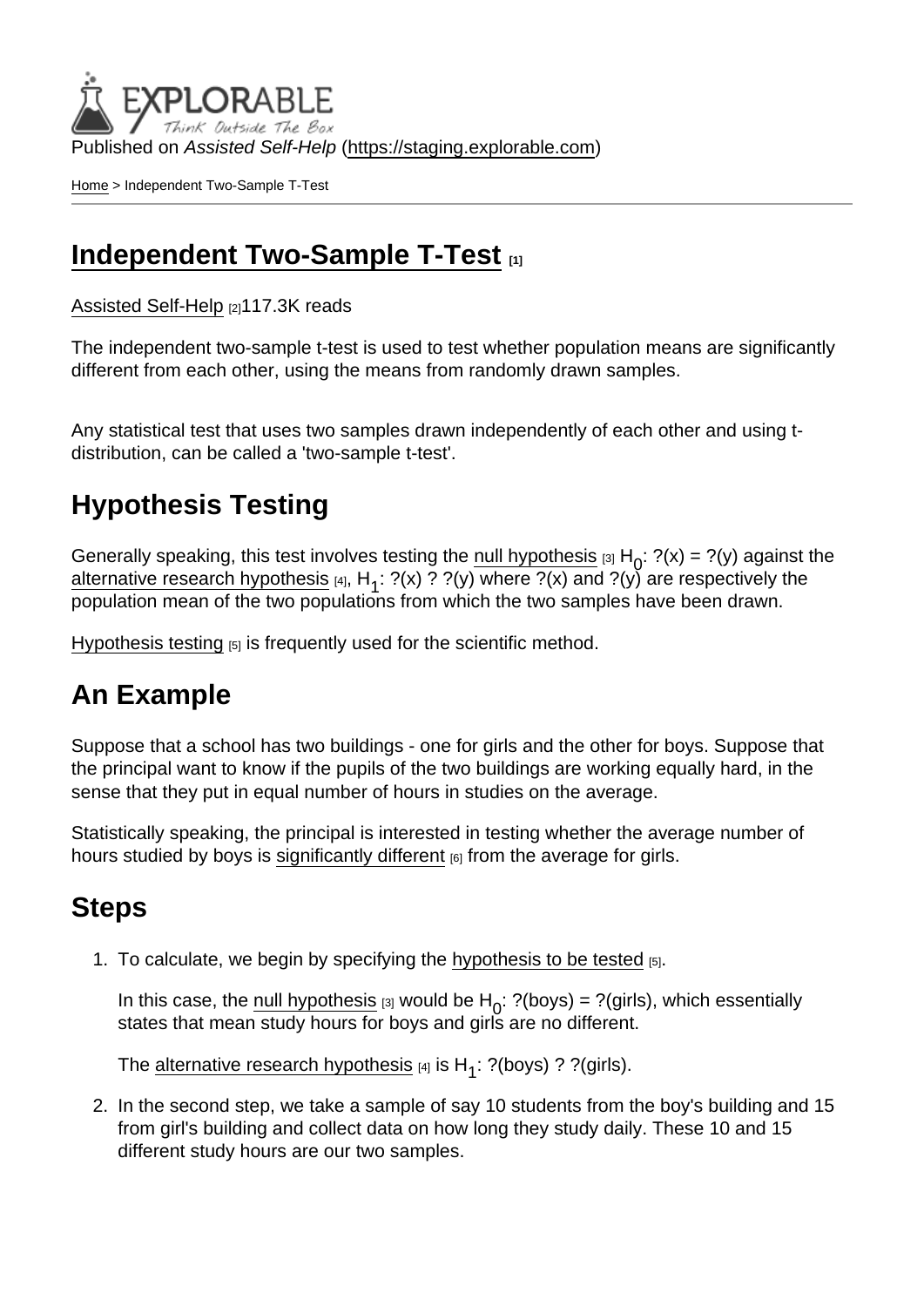Published on *Assisted Self-Help* (https://staging.explorable.com)

Home > Independent Two-Sample T-Test

# Independent Two-Sample T-Test [1]

Assisted Self-Help [2]117.3K reads

The independent two-sample t-test is used to test whether population means are significantly different from each other, using the means from randomly drawn samples.

Any statistical test that uses two samples drawn independently of each other and using t-distribution, can be called a 'two-sample t-test'.

## Hypothesis Testing

Generally speaking, this test involves testing the null hypothesis [3] $H_0$: ?(x) = ?(y) against the alternative research hypothesis [4], $H_1$: ?(x) ? ?(y) where ?(x) and ?(y) are respectively the population mean of the two populations from which the two samples have been drawn.

Hypothesis testing [5] is frequently used for the scientific method.

## An Example

Suppose that a school has two buildings - one for girls and the other for boys. Suppose that the principal want to know if the pupils of the two buildings are working equally hard, in the sense that they put in equal number of hours in studies on the average.

Statistically speaking, the principal is interested in testing whether the average number of hours studied by boys is significantly different [6] from the average for girls.

## Steps

1. To calculate, we begin by specifying the hypothesis to be tested [5].

   In this case, the null hypothesis [3] would be $H_0$: ?(boys) = ?(girls), which essentially states that mean study hours for boys and girls are no different.

   The alternative research hypothesis [4] is $H_1$: ?(boys) ? ?(girls).

2. In the second step, we take a sample of say 10 students from the boy's building and 15 from girl's building and collect data on how long they study daily. These 10 and 15 different study hours are our two samples.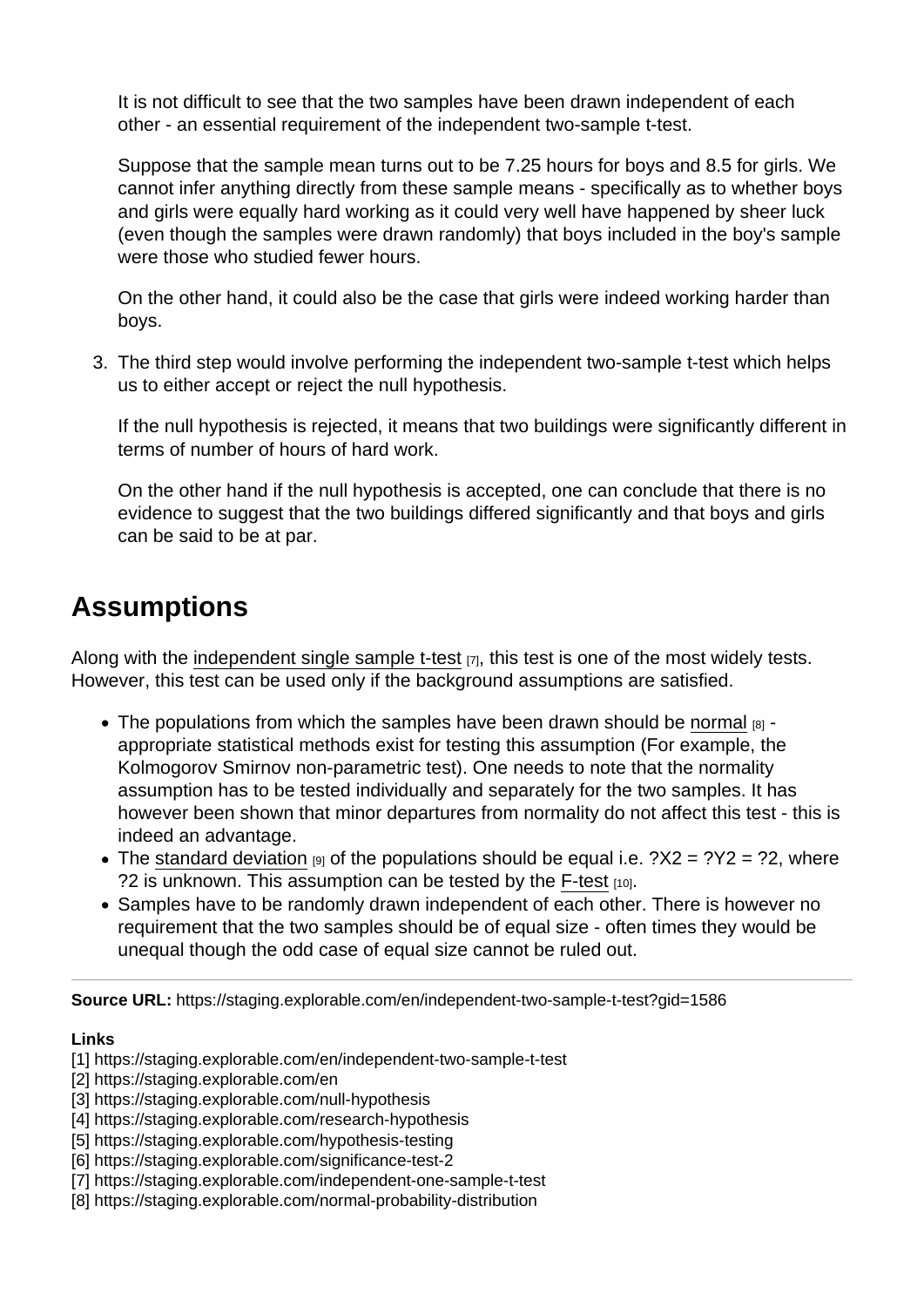It is not difficult to see that the two samples have been drawn independent of each other - an essential requirement of the independent two-sample t-test.

Suppose that the sample mean turns out to be 7.25 hours for boys and 8.5 for girls. We cannot infer anything directly from these sample means - specifically as to whether boys and girls were equally hard working as it could very well have happened by sheer luck (even though the samples were drawn randomly) that boys included in the boy's sample were those who studied fewer hours.

On the other hand, it could also be the case that girls were indeed working harder than boys.

3. The third step would involve performing the independent two-sample t-test which helps us to either accept or reject the null hypothesis.

   If the null hypothesis is rejected, it means that two buildings were significantly different in terms of number of hours of hard work.

   On the other hand if the null hypothesis is accepted, one can conclude that there is no evidence to suggest that the two buildings differed significantly and that boys and girls can be said to be at par.

## Assumptions

Along with the independent single sample t-test [7], this test is one of the most widely tests. However, this test can be used only if the background assumptions are satisfied.

- The populations from which the samples have been drawn should be normal [8] - appropriate statistical methods exist for testing this assumption (For example, the Kolmogorov Smirnov non-parametric test). One needs to note that the normality assumption has to be tested individually and separately for the two samples. It has however been shown that minor departures from normality do not affect this test - this is indeed an advantage.
- The standard deviation [9] of the populations should be equal i.e. ?X2 = ?Y2 = ?2, where ?2 is unknown. This assumption can be tested by the F-test [10].
- Samples have to be randomly drawn independent of each other. There is however no requirement that the two samples should be of equal size - often times they would be unequal though the odd case of equal size cannot be ruled out.

---

**Source URL:** https://staging.explorable.com/en/independent-two-sample-t-test?gid=1586

**Links**
[1] https://staging.explorable.com/en/independent-two-sample-t-test
[2] https://staging.explorable.com/en
[3] https://staging.explorable.com/null-hypothesis
[4] https://staging.explorable.com/research-hypothesis
[5] https://staging.explorable.com/hypothesis-testing
[6] https://staging.explorable.com/significance-test-2
[7] https://staging.explorable.com/independent-one-sample-t-test
[8] https://staging.explorable.com/normal-probability-distribution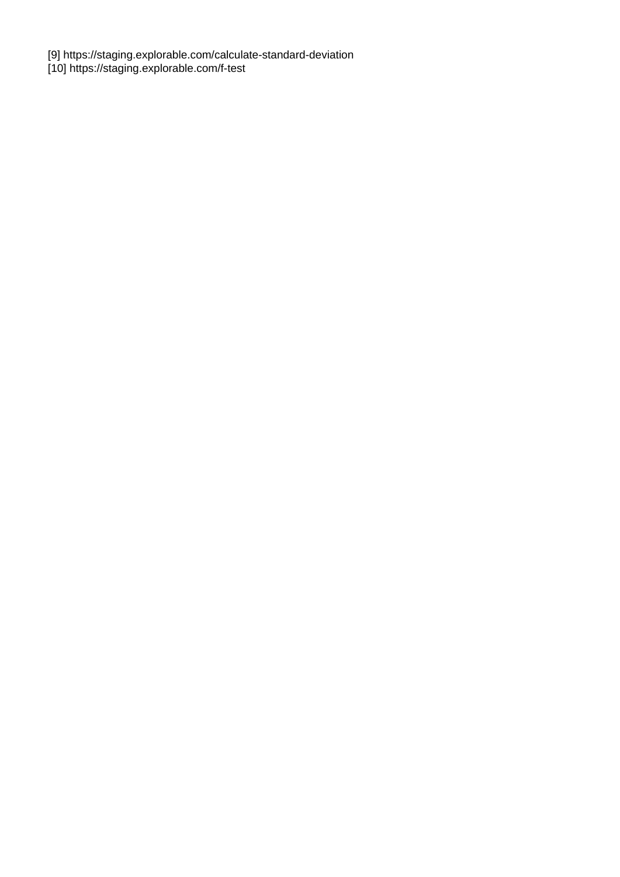[9] https://staging.explorable.com/calculate-standard-deviation
[10] https://staging.explorable.com/f-test